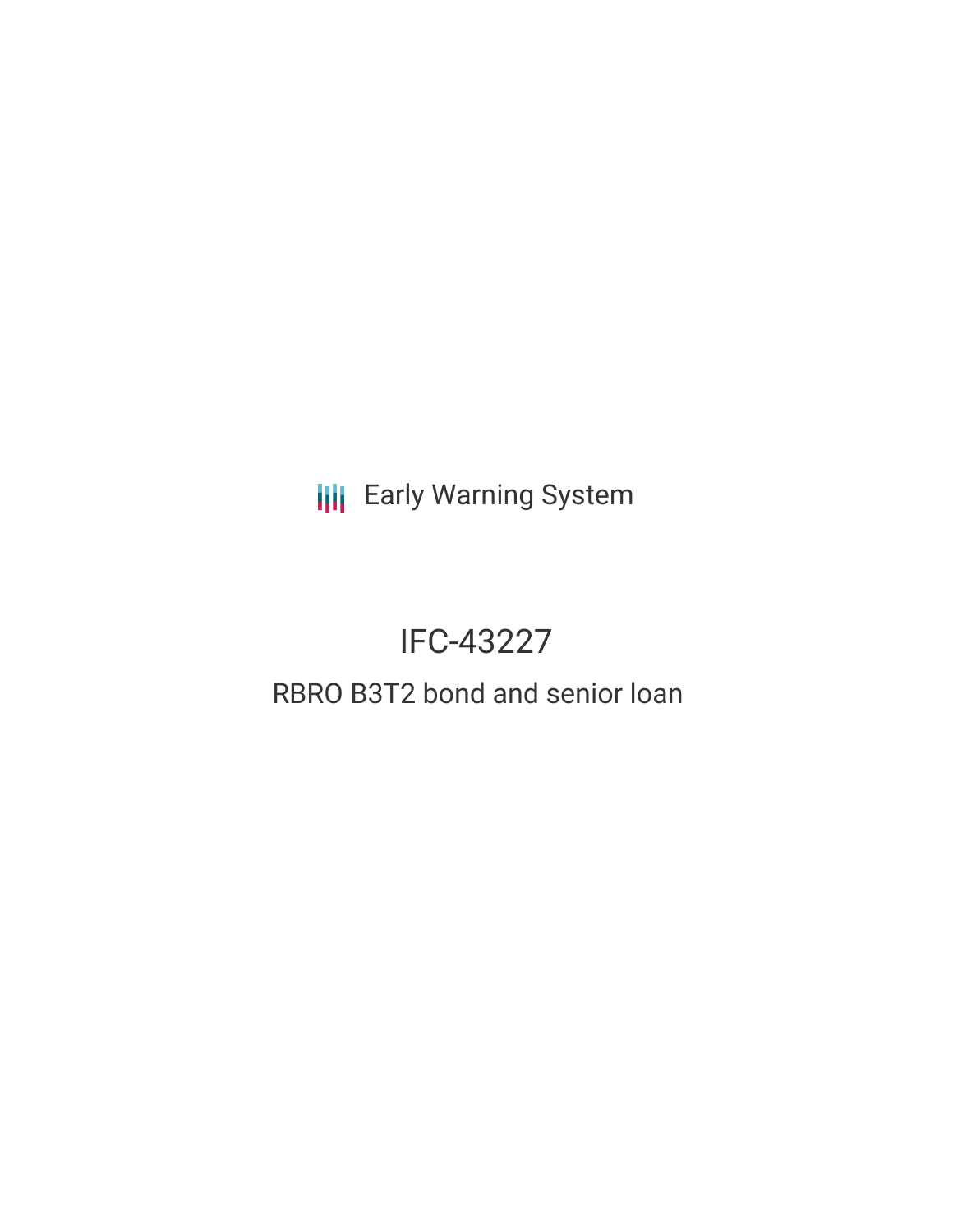Early Warning System

# IFC-43227

## RBRO B3T2 bond and senior loan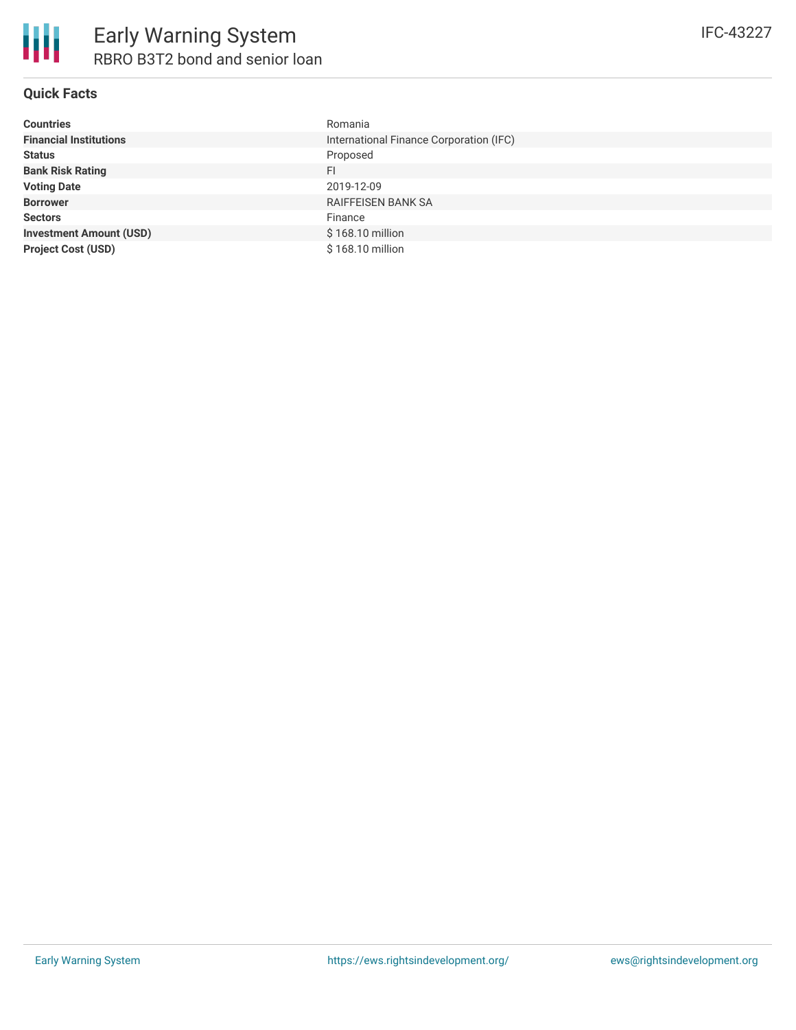# Early Warning System

## RBRO B3T2 bond and senior loan

IFC-43227

### Quick Facts

| | |
|---|---|
| **Countries** | Romania |
| **Financial Institutions** | International Finance Corporation (IFC) |
| **Status** | Proposed |
| **Bank Risk Rating** | FI |
| **Voting Date** | 2019-12-09 |
| **Borrower** | RAIFFEISEN BANK SA |
| **Sectors** | Finance |
| **Investment Amount (USD)** | $ 168.10 million |
| **Project Cost (USD)** | $ 168.10 million |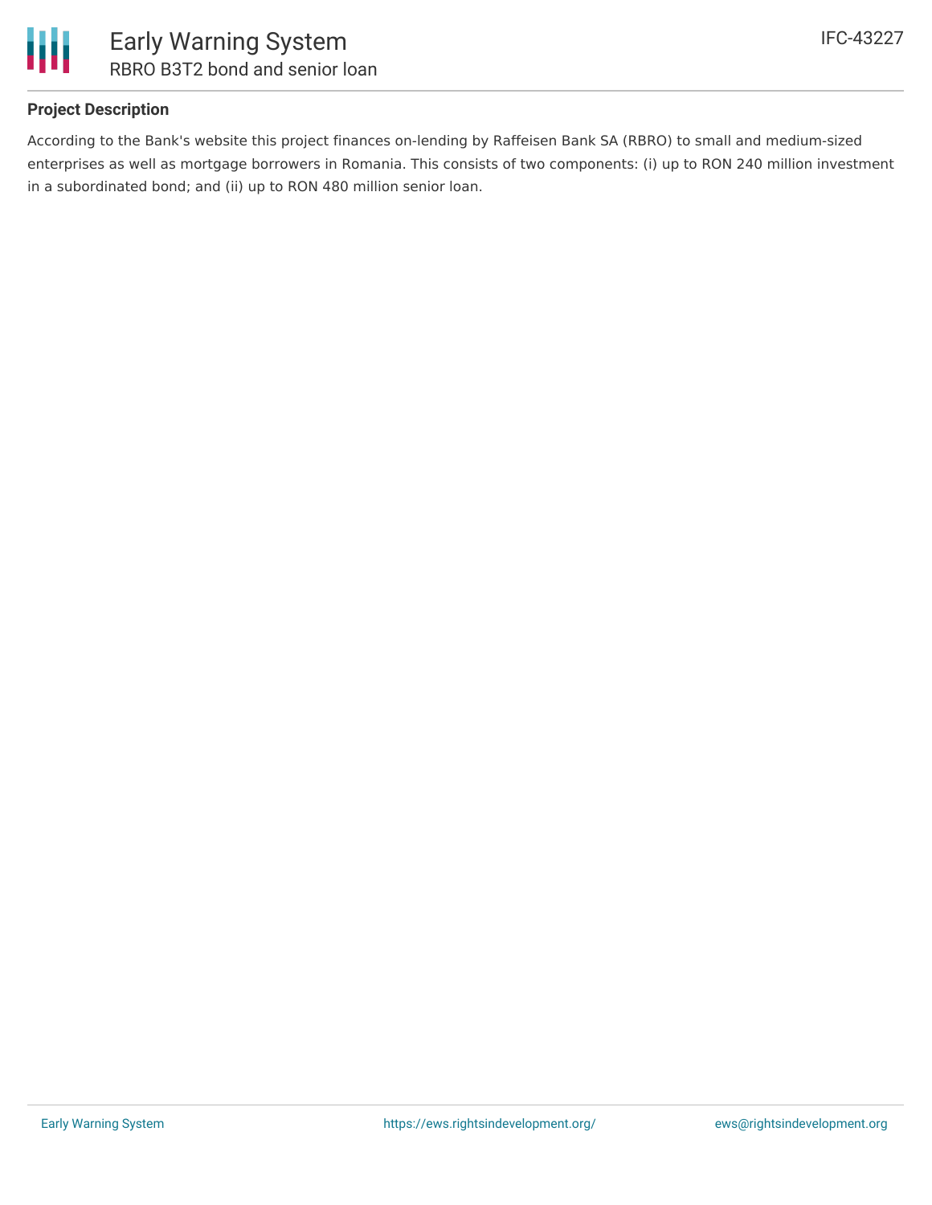## Project Description

According to the Bank's website this project finances on-lending by Raffeisen Bank SA (RBRO) to small and medium-sized enterprises as well as mortgage borrowers in Romania. This consists of two components: (i) up to RON 240 million investment in a subordinated bond; and (ii) up to RON 480 million senior loan.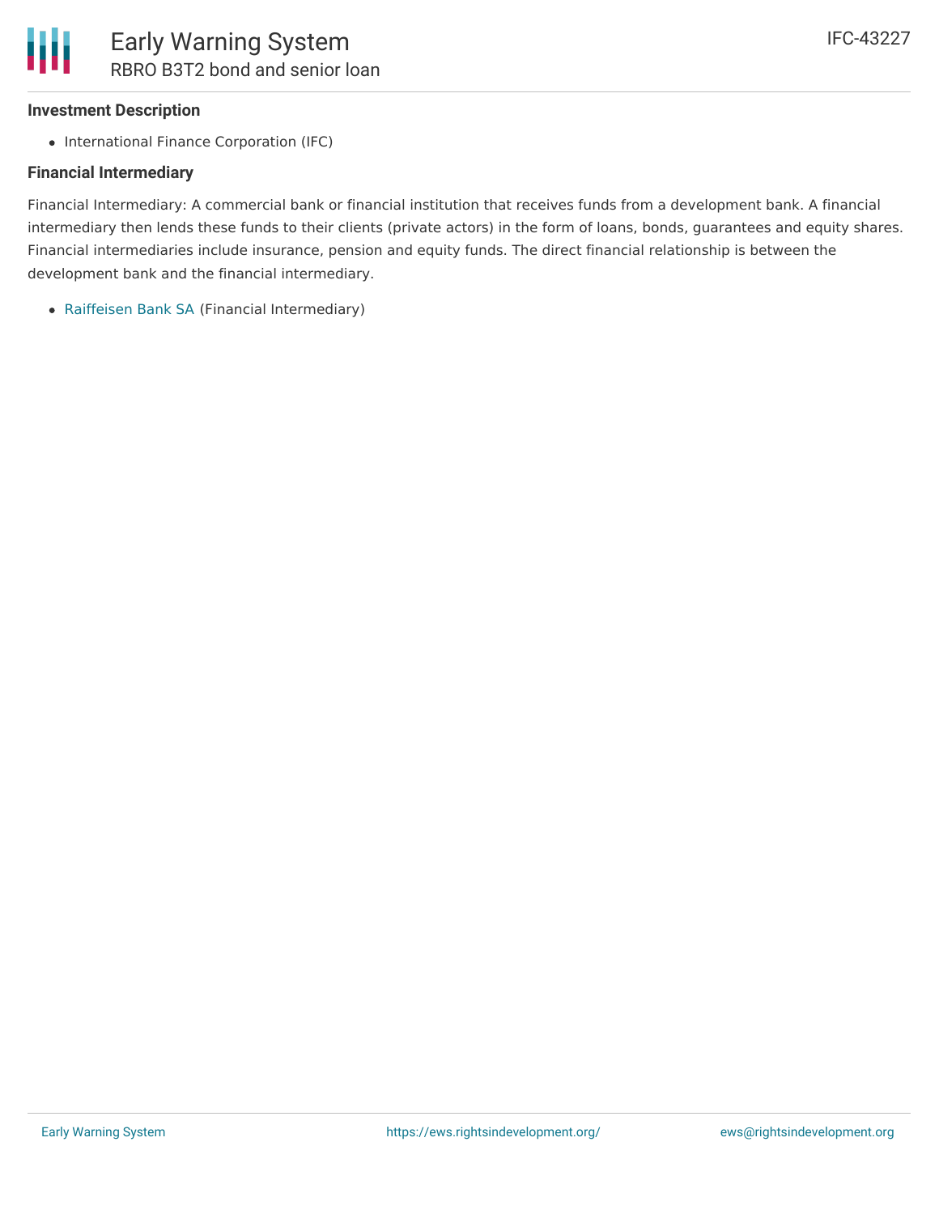### Investment Description

- International Finance Corporation (IFC)

### Financial Intermediary

Financial Intermediary: A commercial bank or financial institution that receives funds from a development bank. A financial intermediary then lends these funds to their clients (private actors) in the form of loans, bonds, guarantees and equity shares. Financial intermediaries include insurance, pension and equity funds. The direct financial relationship is between the development bank and the financial intermediary.

- Raiffeisen Bank SA (Financial Intermediary)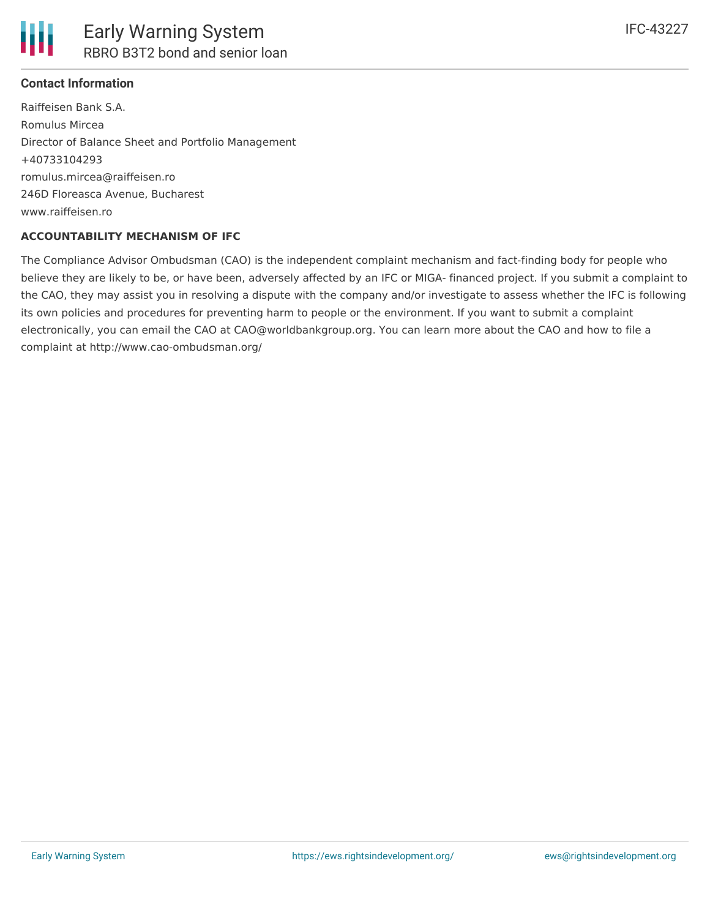### Contact Information

Raiffeisen Bank S.A.
Romulus Mircea
Director of Balance Sheet and Portfolio Management
+40733104293
romulus.mircea@raiffeisen.ro
246D Floreasca Avenue, Bucharest
www.raiffeisen.ro

**ACCOUNTABILITY MECHANISM OF IFC**

The Compliance Advisor Ombudsman (CAO) is the independent complaint mechanism and fact-finding body for people who believe they are likely to be, or have been, adversely affected by an IFC or MIGA- financed project. If you submit a complaint to the CAO, they may assist you in resolving a dispute with the company and/or investigate to assess whether the IFC is following its own policies and procedures for preventing harm to people or the environment. If you want to submit a complaint electronically, you can email the CAO at CAO@worldbankgroup.org. You can learn more about the CAO and how to file a complaint at http://www.cao-ombudsman.org/